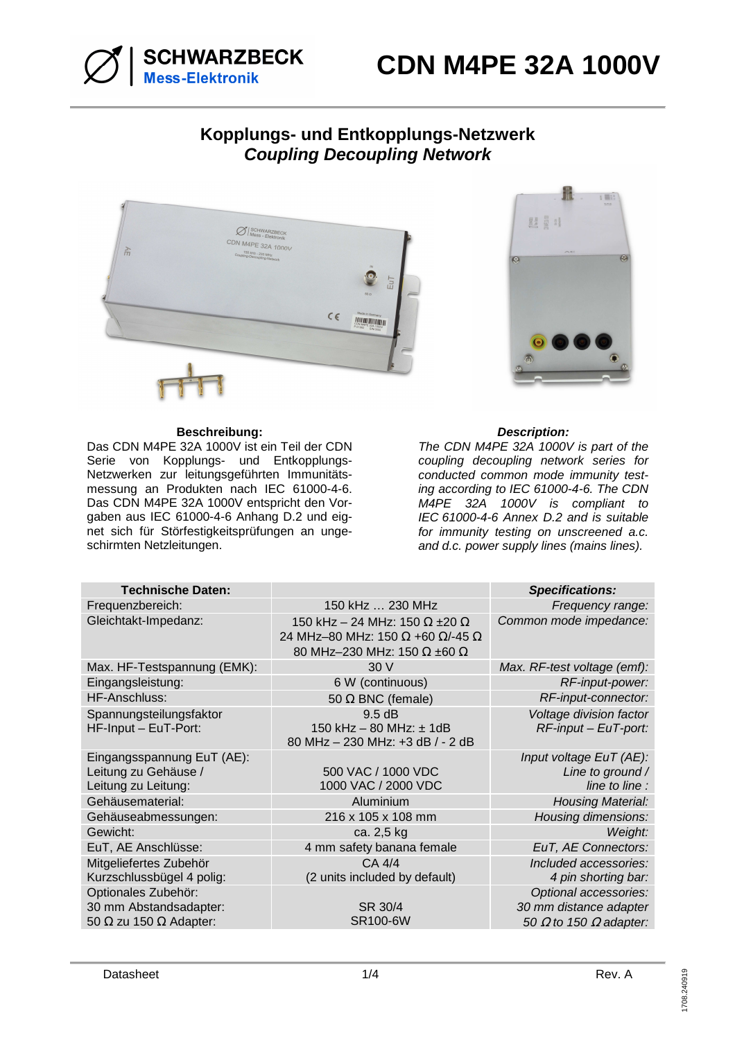# CDN M4PE 32A 1000V

## Kopplungs- und Entkopplungs-Netzwerk
## *Coupling Decoupling Network*

**Beschreibung:**

Das CDN M4PE 32A 1000V ist ein Teil der CDN Serie von Kopplungs- und Entkopplungs-Netzwerken zur leitungsgeführten Immunitätsmessung an Produkten nach IEC 61000-4-6. Das CDN M4PE 32A 1000V entspricht den Vorgaben aus IEC 61000-4-6 Anhang D.2 und eignet sich für Störfestigkeitsprüfungen an ungeschirmten Netzleitungen.

***Description:***

*The CDN M4PE 32A 1000V is part of the coupling decoupling network series for conducted common mode immunity testing according to IEC 61000-4-6. The CDN M4PE 32A 1000V is compliant to IEC 61000-4-6 Annex D.2 and is suitable for immunity testing on unscreened a.c. and d.c. power supply lines (mains lines).*

| **Technische Daten:** | | ***Specifications:*** |
|---|---|---|
| Frequenzbereich: | 150 kHz … 230 MHz | *Frequency range:* |
| Gleichtakt-Impedanz: | 150 kHz – 24 MHz: 150 Ω ±20 Ω<br>24 MHz–80 MHz: 150 Ω +60 Ω/-45 Ω<br>80 MHz–230 MHz: 150 Ω ±60 Ω | *Common mode impedance:* |
| Max. HF-Testspannung (EMK): | 30 V | *Max. RF-test voltage (emf):* |
| Eingangsleistung: | 6 W (continuous) | *RF-input-power:* |
| HF-Anschluss: | 50 Ω BNC (female) | *RF-input-connector:* |
| Spannungsteilungsfaktor<br>HF-Input – EuT-Port: | 9.5 dB<br>150 kHz – 80 MHz: ± 1dB<br>80 MHz – 230 MHz: +3 dB / - 2 dB | *Voltage division factor*<br>*RF-input – EuT-port:* |
| Eingangsspannung EuT (AE):<br>Leitung zu Gehäuse /<br>Leitung zu Leitung: | <br>500 VAC / 1000 VDC<br>1000 VAC / 2000 VDC | *Input voltage EuT (AE):*<br>*Line to ground /*<br>*line to line :* |
| Gehäusematerial: | Aluminium | *Housing Material:* |
| Gehäuseabmessungen: | 216 x 105 x 108 mm | *Housing dimensions:* |
| Gewicht: | ca. 2,5 kg | *Weight:* |
| EuT, AE Anschlüsse: | 4 mm safety banana female | *EuT, AE Connectors:* |
| Mitgeliefertes Zubehör<br>Kurzschlussbügel 4 polig: | CA 4/4<br>(2 units included by default) | *Included accessories:*<br>*4 pin shorting bar:* |
| Optionales Zubehör:<br>30 mm Abstandsadapter:<br>50 Ω zu 150 Ω Adapter: | <br>SR 30/4<br>SR100-6W | *Optional accessories:*<br>*30 mm distance adapter*<br>*50 Ω to 150 Ω adapter:* |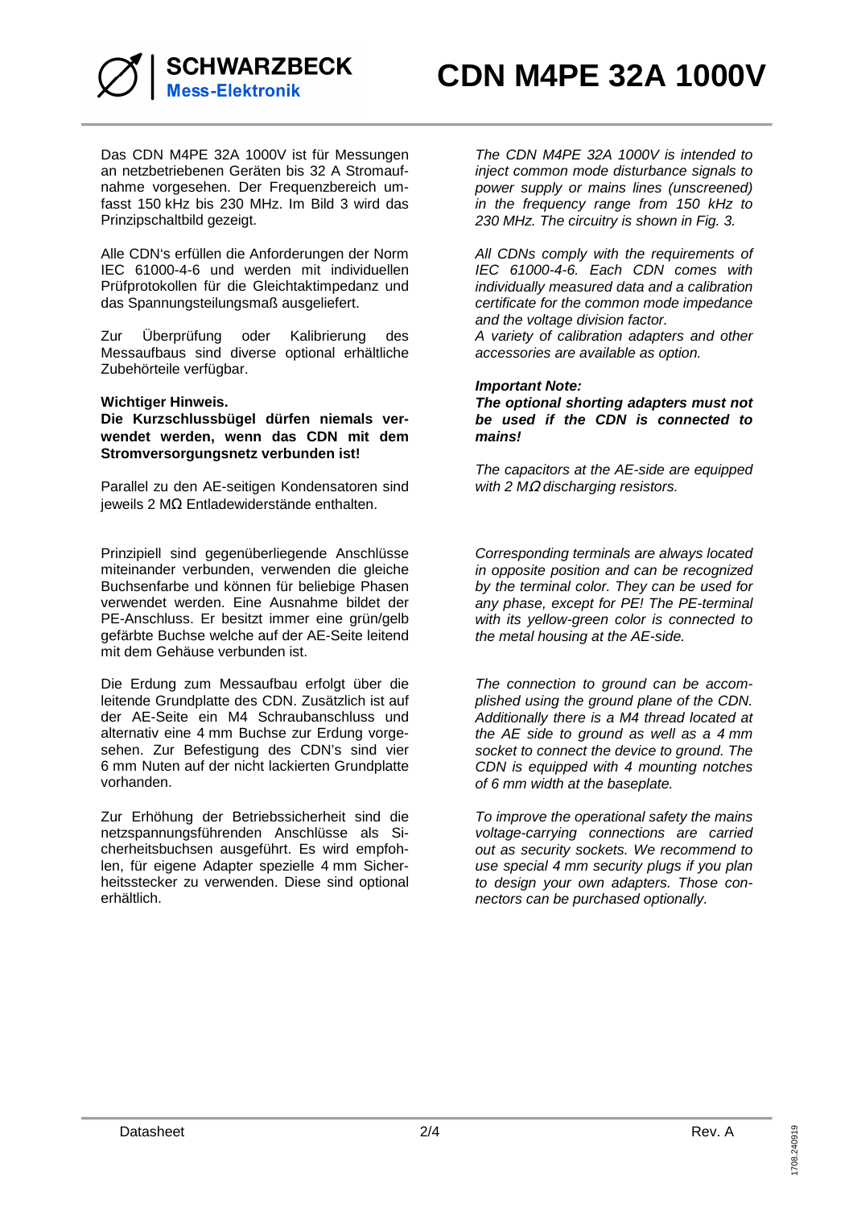Das CDN M4PE 32A 1000V ist für Messungen an netzbetriebenen Geräten bis 32 A Stromaufnahme vorgesehen. Der Frequenzbereich umfasst 150 kHz bis 230 MHz. Im Bild 3 wird das Prinzipschaltbild gezeigt.

Alle CDN's erfüllen die Anforderungen der Norm IEC 61000-4-6 und werden mit individuellen Prüfprotokollen für die Gleichtaktimpedanz und das Spannungsteilungsmaß ausgeliefert.

Zur Überprüfung oder Kalibrierung des Messaufbaus sind diverse optional erhältliche Zubehörteile verfügbar.

**Wichtiger Hinweis.**
**Die Kurzschlussbügel dürfen niemals verwendet werden, wenn das CDN mit dem Stromversorgungsnetz verbunden ist!**

Parallel zu den AE-seitigen Kondensatoren sind jeweils 2 MΩ Entladewiderstände enthalten.

Prinzipiell sind gegenüberliegende Anschlüsse miteinander verbunden, verwenden die gleiche Buchsenfarbe und können für beliebige Phasen verwendet werden. Eine Ausnahme bildet der PE-Anschluss. Er besitzt immer eine grün/gelb gefärbte Buchse welche auf der AE-Seite leitend mit dem Gehäuse verbunden ist.

Die Erdung zum Messaufbau erfolgt über die leitende Grundplatte des CDN. Zusätzlich ist auf der AE-Seite ein M4 Schraubanschluss und alternativ eine 4 mm Buchse zur Erdung vorgesehen. Zur Befestigung des CDN's sind vier 6 mm Nuten auf der nicht lackierten Grundplatte vorhanden.

Zur Erhöhung der Betriebssicherheit sind die netzspannungsführenden Anschlüsse als Sicherheitsbuchsen ausgeführt. Es wird empfohlen, für eigene Adapter spezielle 4 mm Sicherheitsstecker zu verwenden. Diese sind optional erhältlich.

*The CDN M4PE 32A 1000V is intended to inject common mode disturbance signals to power supply or mains lines (unscreened) in the frequency range from 150 kHz to 230 MHz. The circuitry is shown in Fig. 3.*

*All CDNs comply with the requirements of IEC 61000-4-6. Each CDN comes with individually measured data and a calibration certificate for the common mode impedance and the voltage division factor.*
*A variety of calibration adapters and other accessories are available as option.*

***Important Note:***
***The optional shorting adapters must not be used if the CDN is connected to mains!***

*The capacitors at the AE-side are equipped with 2 MΩ discharging resistors.*

*Corresponding terminals are always located in opposite position and can be recognized by the terminal color. They can be used for any phase, except for PE! The PE-terminal with its yellow-green color is connected to the metal housing at the AE-side.*

*The connection to ground can be accomplished using the ground plane of the CDN. Additionally there is a M4 thread located at the AE side to ground as well as a 4 mm socket to connect the device to ground. The CDN is equipped with 4 mounting notches of 6 mm width at the baseplate.*

*To improve the operational safety the mains voltage-carrying connections are carried out as security sockets. We recommend to use special 4 mm security plugs if you plan to design your own adapters. Those connectors can be purchased optionally.*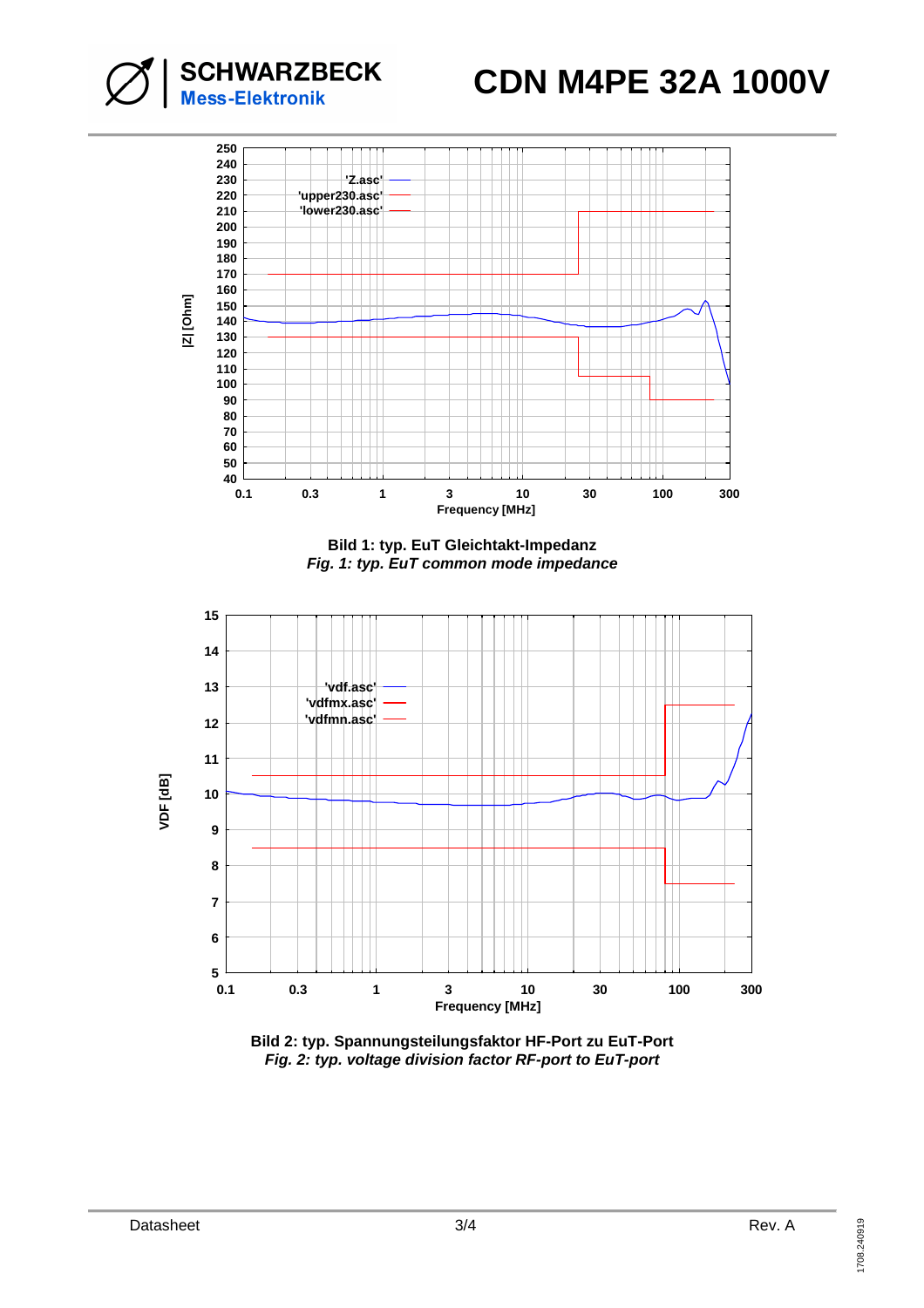Bild 1: typ. EuT Gleichtakt-Impedanz

*Fig. 1: typ. EuT common mode impedance*

Bild 2: typ. Spannungsteilungsfaktor HF-Port zu EuT-Port

*Fig. 2: typ. voltage division factor RF-port to EuT-port*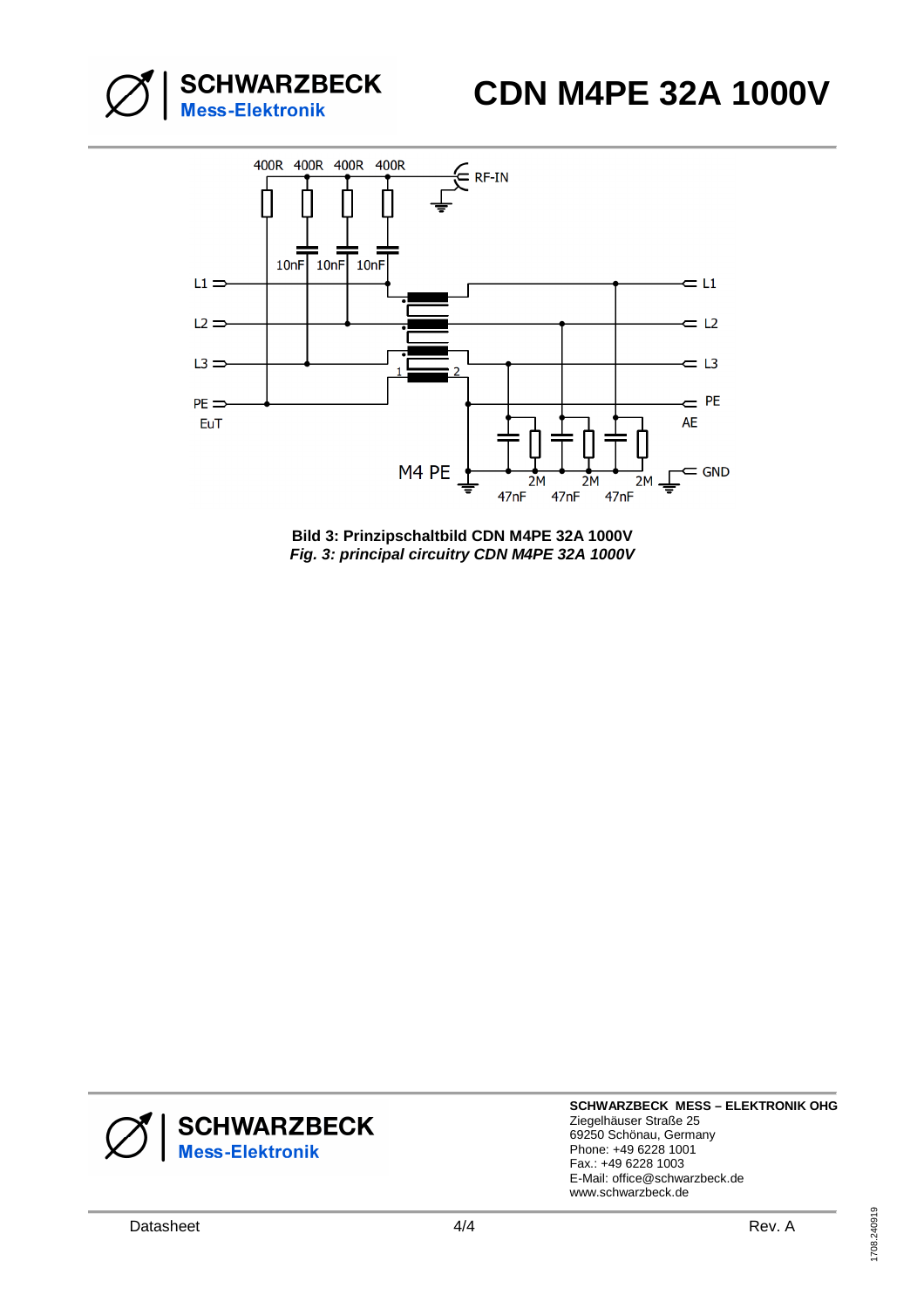# CDN M4PE 32A 1000V

400R 400R 400R 400R

RF-IN

10nF 10nF 10nF

L1

L2

L3

PE

EuT

L1

L2

L3

PE

AE

1 2

M4 PE

2M 2M 2M

47nF 47nF 47nF

GND

**Bild 3: Prinzipschaltbild CDN M4PE 32A 1000V**

***Fig. 3: principal circuitry CDN M4PE 32A 1000V***

**SCHWARZBECK MESS – ELEKTRONIK OHG**
Ziegelhäuser Straße 25
69250 Schönau, Germany
Phone: +49 6228 1001
Fax.: +49 6228 1003
E-Mail: office@schwarzbeck.de
www.schwarzbeck.de